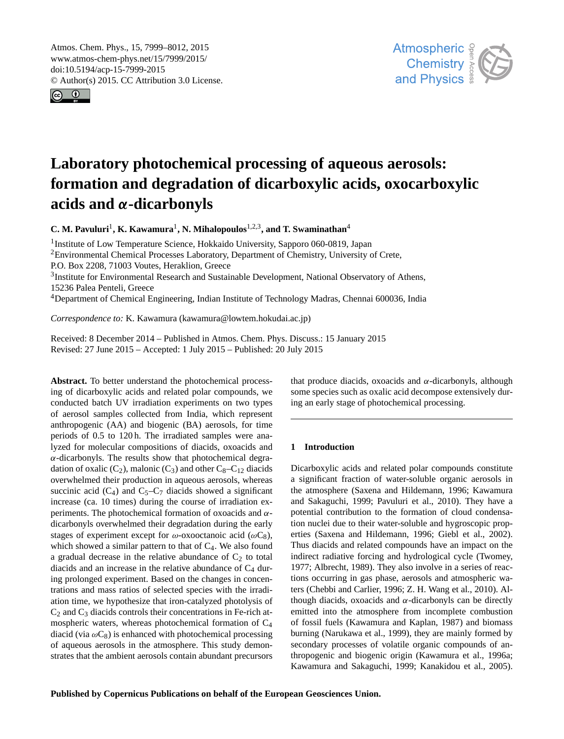# Laboratory photochemical processing of aqueous aerosols: formation and degradation of dicarboxylic acids, oxocarboxylic acids and $\alpha$-dicarbonyls

**C. M. Pavuluri**[1], **K. Kawamura**[1], **N. Mihalopoulos**[1,2,3], **and T. Swaminathan**[4]

[1]Institute of Low Temperature Science, Hokkaido University, Sapporo 060-0819, Japan
[2]Environmental Chemical Processes Laboratory, Department of Chemistry, University of Crete, P.O. Box 2208, 71003 Voutes, Heraklion, Greece
[3]Institute for Environmental Research and Sustainable Development, National Observatory of Athens, 15236 Palea Penteli, Greece
[4]Department of Chemical Engineering, Indian Institute of Technology Madras, Chennai 600036, India

*Correspondence to:* K. Kawamura (kawamura@lowtem.hokudai.ac.jp)

Received: 8 December 2014 – Published in Atmos. Chem. Phys. Discuss.: 15 January 2015
Revised: 27 June 2015 – Accepted: 1 July 2015 – Published: 20 July 2015

**Abstract.** To better understand the photochemical processing of dicarboxylic acids and related polar compounds, we conducted batch UV irradiation experiments on two types of aerosol samples collected from India, which represent anthropogenic (AA) and biogenic (BA) aerosols, for time periods of 0.5 to 120 h. The irradiated samples were analyzed for molecular compositions of diacids, oxoacids and $\alpha$-dicarbonyls. The results show that photochemical degradation of oxalic ($C_2$), malonic ($C_3$) and other $C_8$–$C_{12}$ diacids overwhelmed their production in aqueous aerosols, whereas succinic acid ($C_4$) and $C_5$–$C_7$ diacids showed a significant increase (ca. 10 times) during the course of irradiation experiments. The photochemical formation of oxoacids and $\alpha$-dicarbonyls overwhelmed their degradation during the early stages of experiment except for $\omega$-oxooctanoic acid ($\omega C_8$), which showed a similar pattern to that of $C_4$. We also found a gradual decrease in the relative abundance of $C_2$ to total diacids and an increase in the relative abundance of $C_4$ during prolonged experiment. Based on the changes in concentrations and mass ratios of selected species with the irradiation time, we hypothesize that iron-catalyzed photolysis of $C_2$ and $C_3$ diacids controls their concentrations in Fe-rich atmospheric waters, whereas photochemical formation of $C_4$ diacid (via $\omega C_8$) is enhanced with photochemical processing of aqueous aerosols in the atmosphere. This study demonstrates that the ambient aerosols contain abundant precursors that produce diacids, oxoacids and $\alpha$-dicarbonyls, although some species such as oxalic acid decompose extensively during an early stage of photochemical processing.

## 1 Introduction

Dicarboxylic acids and related polar compounds constitute a significant fraction of water-soluble organic aerosols in the atmosphere (Saxena and Hildemann, 1996; Kawamura and Sakaguchi, 1999; Pavuluri et al., 2010). They have a potential contribution to the formation of cloud condensation nuclei due to their water-soluble and hygroscopic properties (Saxena and Hildemann, 1996; Giebl et al., 2002). Thus diacids and related compounds have an impact on the indirect radiative forcing and hydrological cycle (Twomey, 1977; Albrecht, 1989). They also involve in a series of reactions occurring in gas phase, aerosols and atmospheric waters (Chebbi and Carlier, 1996; Z. H. Wang et al., 2010). Although diacids, oxoacids and $\alpha$-dicarbonyls can be directly emitted into the atmosphere from incomplete combustion of fossil fuels (Kawamura and Kaplan, 1987) and biomass burning (Narukawa et al., 1999), they are mainly formed by secondary processes of volatile organic compounds of anthropogenic and biogenic origin (Kawamura et al., 1996a; Kawamura and Sakaguchi, 1999; Kanakidou et al., 2005).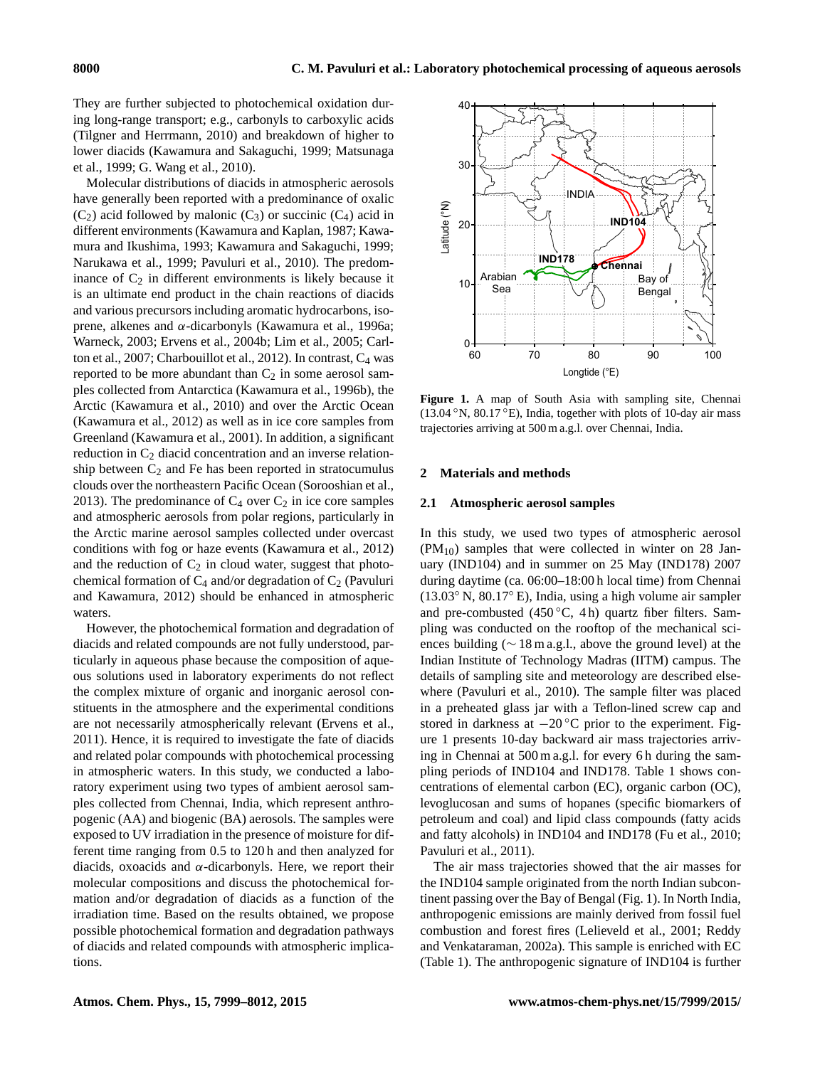They are further subjected to photochemical oxidation during long-range transport; e.g., carbonyls to carboxylic acids (Tilgner and Herrmann, 2010) and breakdown of higher to lower diacids (Kawamura and Sakaguchi, 1999; Matsunaga et al., 1999; G. Wang et al., 2010).

Molecular distributions of diacids in atmospheric aerosols have generally been reported with a predominance of oxalic ($C_2$) acid followed by malonic ($C_3$) or succinic ($C_4$) acid in different environments (Kawamura and Kaplan, 1987; Kawamura and Ikushima, 1993; Kawamura and Sakaguchi, 1999; Narukawa et al., 1999; Pavuluri et al., 2010). The predominance of $C_2$ in different environments is likely because it is an ultimate end product in the chain reactions of diacids and various precursors including aromatic hydrocarbons, isoprene, alkenes and $\alpha$-dicarbonyls (Kawamura et al., 1996a; Warneck, 2003; Ervens et al., 2004b; Lim et al., 2005; Carlton et al., 2007; Charbouillot et al., 2012). In contrast, $C_4$ was reported to be more abundant than $C_2$ in some aerosol samples collected from Antarctica (Kawamura et al., 1996b), the Arctic (Kawamura et al., 2010) and over the Arctic Ocean (Kawamura et al., 2012) as well as in ice core samples from Greenland (Kawamura et al., 2001). In addition, a significant reduction in $C_2$ diacid concentration and an inverse relationship between $C_2$ and Fe has been reported in stratocumulus clouds over the northeastern Pacific Ocean (Sorooshian et al., 2013). The predominance of $C_4$ over $C_2$ in ice core samples and atmospheric aerosols from polar regions, particularly in the Arctic marine aerosol samples collected under overcast conditions with fog or haze events (Kawamura et al., 2012) and the reduction of $C_2$ in cloud water, suggest that photochemical formation of $C_4$ and/or degradation of $C_2$ (Pavuluri and Kawamura, 2012) should be enhanced in atmospheric waters.

However, the photochemical formation and degradation of diacids and related compounds are not fully understood, particularly in aqueous phase because the composition of aqueous solutions used in laboratory experiments do not reflect the complex mixture of organic and inorganic aerosol constituents in the atmosphere and the experimental conditions are not necessarily atmospherically relevant (Ervens et al., 2011). Hence, it is required to investigate the fate of diacids and related polar compounds with photochemical processing in atmospheric waters. In this study, we conducted a laboratory experiment using two types of ambient aerosol samples collected from Chennai, India, which represent anthropogenic (AA) and biogenic (BA) aerosols. The samples were exposed to UV irradiation in the presence of moisture for different time ranging from 0.5 to 120 h and then analyzed for diacids, oxoacids and $\alpha$-dicarbonyls. Here, we report their molecular compositions and discuss the photochemical formation and/or degradation of diacids as a function of the irradiation time. Based on the results obtained, we propose possible photochemical formation and degradation pathways of diacids and related compounds with atmospheric implications.

**Figure 1.** A map of South Asia with sampling site, Chennai (13.04 °N, 80.17 °E), India, together with plots of 10-day air mass trajectories arriving at 500 m a.g.l. over Chennai, India.

## 2 Materials and methods

### 2.1 Atmospheric aerosol samples

In this study, we used two types of atmospheric aerosol ($PM_{10}$) samples that were collected in winter on 28 January (IND104) and in summer on 25 May (IND178) 2007 during daytime (ca. 06:00–18:00 h local time) from Chennai (13.03° N, 80.17° E), India, using a high volume air sampler and pre-combusted (450 °C, 4 h) quartz fiber filters. Sampling was conducted on the rooftop of the mechanical sciences building (∼ 18 m a.g.l., above the ground level) at the Indian Institute of Technology Madras (IITM) campus. The details of sampling site and meteorology are described elsewhere (Pavuluri et al., 2010). The sample filter was placed in a preheated glass jar with a Teflon-lined screw cap and stored in darkness at −20 °C prior to the experiment. Figure 1 presents 10-day backward air mass trajectories arriving in Chennai at 500 m a.g.l. for every 6 h during the sampling periods of IND104 and IND178. Table 1 shows concentrations of elemental carbon (EC), organic carbon (OC), levoglucosan and sums of hopanes (specific biomarkers of petroleum and coal) and lipid class compounds (fatty acids and fatty alcohols) in IND104 and IND178 (Fu et al., 2010; Pavuluri et al., 2011).

The air mass trajectories showed that the air masses for the IND104 sample originated from the north Indian subcontinent passing over the Bay of Bengal (Fig. 1). In North India, anthropogenic emissions are mainly derived from fossil fuel combustion and forest fires (Lelieveld et al., 2001; Reddy and Venkataraman, 2002a). This sample is enriched with EC (Table 1). The anthropogenic signature of IND104 is further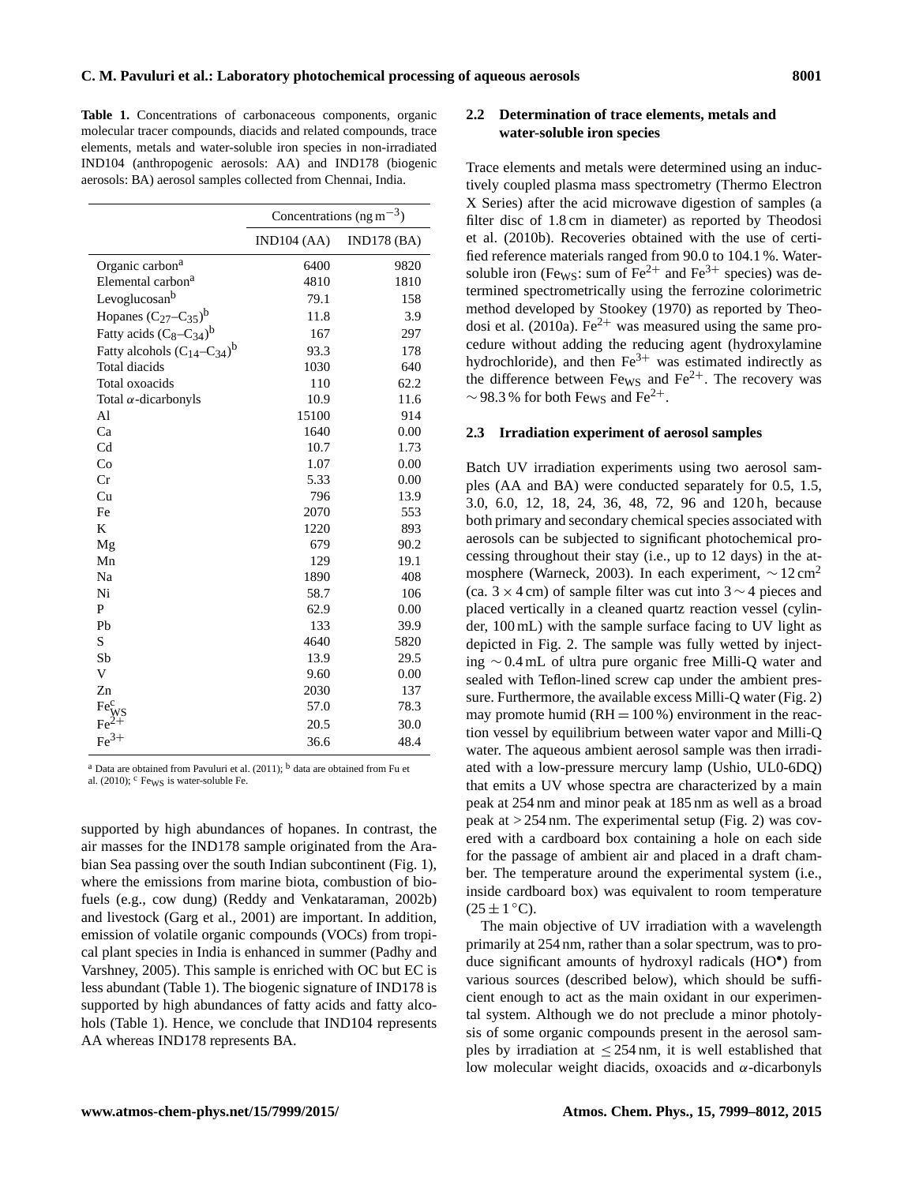**Table 1.** Concentrations of carbonaceous components, organic molecular tracer compounds, diacids and related compounds, trace elements, metals and water-soluble iron species in non-irradiated IND104 (anthropogenic aerosols: AA) and IND178 (biogenic aerosols: BA) aerosol samples collected from Chennai, India.

| | Concentrations ($ng\,m^{-3}$) | |
|---|---|---|
| | IND104 (AA) | IND178 (BA) |
| Organic carbon[a] | 6400 | 9820 |
| Elemental carbon[a] | 4810 | 1810 |
| Levoglucosan[b] | 79.1 | 158 |
| Hopanes ($C_{27}$–$C_{35}$)[b] | 11.8 | 3.9 |
| Fatty acids ($C_8$–$C_{34}$)[b] | 167 | 297 |
| Fatty alcohols ($C_{14}$–$C_{34}$)[b] | 93.3 | 178 |
| Total diacids | 1030 | 640 |
| Total oxoacids | 110 | 62.2 |
| Total $\alpha$-dicarbonyls | 10.9 | 11.6 |
| Al | 15100 | 914 |
| Ca | 1640 | 0.00 |
| Cd | 10.7 | 1.73 |
| Co | 1.07 | 0.00 |
| Cr | 5.33 | 0.00 |
| Cu | 796 | 13.9 |
| Fe | 2070 | 553 |
| K | 1220 | 893 |
| Mg | 679 | 90.2 |
| Mn | 129 | 19.1 |
| Na | 1890 | 408 |
| Ni | 58.7 | 106 |
| P | 62.9 | 0.00 |
| Pb | 133 | 39.9 |
| S | 4640 | 5820 |
| Sb | 13.9 | 29.5 |
| V | 9.60 | 0.00 |
| Zn | 2030 | 137 |
| $Fe_{WS}$[c] | 57.0 | 78.3 |
| $Fe^{2+}$ | 20.5 | 30.0 |
| $Fe^{3+}$ | 36.6 | 48.4 |

[a] Data are obtained from Pavuluri et al. (2011); [b] data are obtained from Fu et al. (2010); [c] $Fe_{WS}$ is water-soluble Fe.

supported by high abundances of hopanes. In contrast, the air masses for the IND178 sample originated from the Arabian Sea passing over the south Indian subcontinent (Fig. 1), where the emissions from marine biota, combustion of biofuels (e.g., cow dung) (Reddy and Venkataraman, 2002b) and livestock (Garg et al., 2001) are important. In addition, emission of volatile organic compounds (VOCs) from tropical plant species in India is enhanced in summer (Padhy and Varshney, 2005). This sample is enriched with OC but EC is less abundant (Table 1). The biogenic signature of IND178 is supported by high abundances of fatty acids and fatty alcohols (Table 1). Hence, we conclude that IND104 represents AA whereas IND178 represents BA.

### 2.2 Determination of trace elements, metals and water-soluble iron species

Trace elements and metals were determined using an inductively coupled plasma mass spectrometry (Thermo Electron X Series) after the acid microwave digestion of samples (a filter disc of 1.8 cm in diameter) as reported by Theodosi et al. (2010b). Recoveries obtained with the use of certified reference materials ranged from 90.0 to 104.1 %. Water-soluble iron ($Fe_{WS}$: sum of $Fe^{2+}$ and $Fe^{3+}$ species) was determined spectrometrically using the ferrozine colorimetric method developed by Stookey (1970) as reported by Theodosi et al. (2010a). $Fe^{2+}$ was measured using the same procedure without adding the reducing agent (hydroxylamine hydrochloride), and then $Fe^{3+}$ was estimated indirectly as the difference between $Fe_{WS}$ and $Fe^{2+}$. The recovery was $\sim$ 98.3 % for both $Fe_{WS}$ and $Fe^{2+}$.

### 2.3 Irradiation experiment of aerosol samples

Batch UV irradiation experiments using two aerosol samples (AA and BA) were conducted separately for 0.5, 1.5, 3.0, 6.0, 12, 18, 24, 36, 48, 72, 96 and 120 h, because both primary and secondary chemical species associated with aerosols can be subjected to significant photochemical processing throughout their stay (i.e., up to 12 days) in the atmosphere (Warneck, 2003). In each experiment, $\sim 12\,cm^2$ (ca. $3 \times 4$ cm) of sample filter was cut into $3 \sim 4$ pieces and placed vertically in a cleaned quartz reaction vessel (cylinder, 100 mL) with the sample surface facing to UV light as depicted in Fig. 2. The sample was fully wetted by injecting $\sim 0.4$ mL of ultra pure organic free Milli-Q water and sealed with Teflon-lined screw cap under the ambient pressure. Furthermore, the available excess Milli-Q water (Fig. 2) may promote humid (RH = 100 %) environment in the reaction vessel by equilibrium between water vapor and Milli-Q water. The aqueous ambient aerosol sample was then irradiated with a low-pressure mercury lamp (Ushio, UL0-6DQ) that emits a UV whose spectra are characterized by a main peak at 254 nm and minor peak at 185 nm as well as a broad peak at > 254 nm. The experimental setup (Fig. 2) was covered with a cardboard box containing a hole on each side for the passage of ambient air and placed in a draft chamber. The temperature around the experimental system (i.e., inside cardboard box) was equivalent to room temperature ($25 \pm 1\,^{\circ}C$).

The main objective of UV irradiation with a wavelength primarily at 254 nm, rather than a solar spectrum, was to produce significant amounts of hydroxyl radicals ($HO^{\bullet}$) from various sources (described below), which should be sufficient enough to act as the main oxidant in our experimental system. Although we do not preclude a minor photolysis of some organic compounds present in the aerosol samples by irradiation at $\leq 254$ nm, it is well established that low molecular weight diacids, oxoacids and $\alpha$-dicarbonyls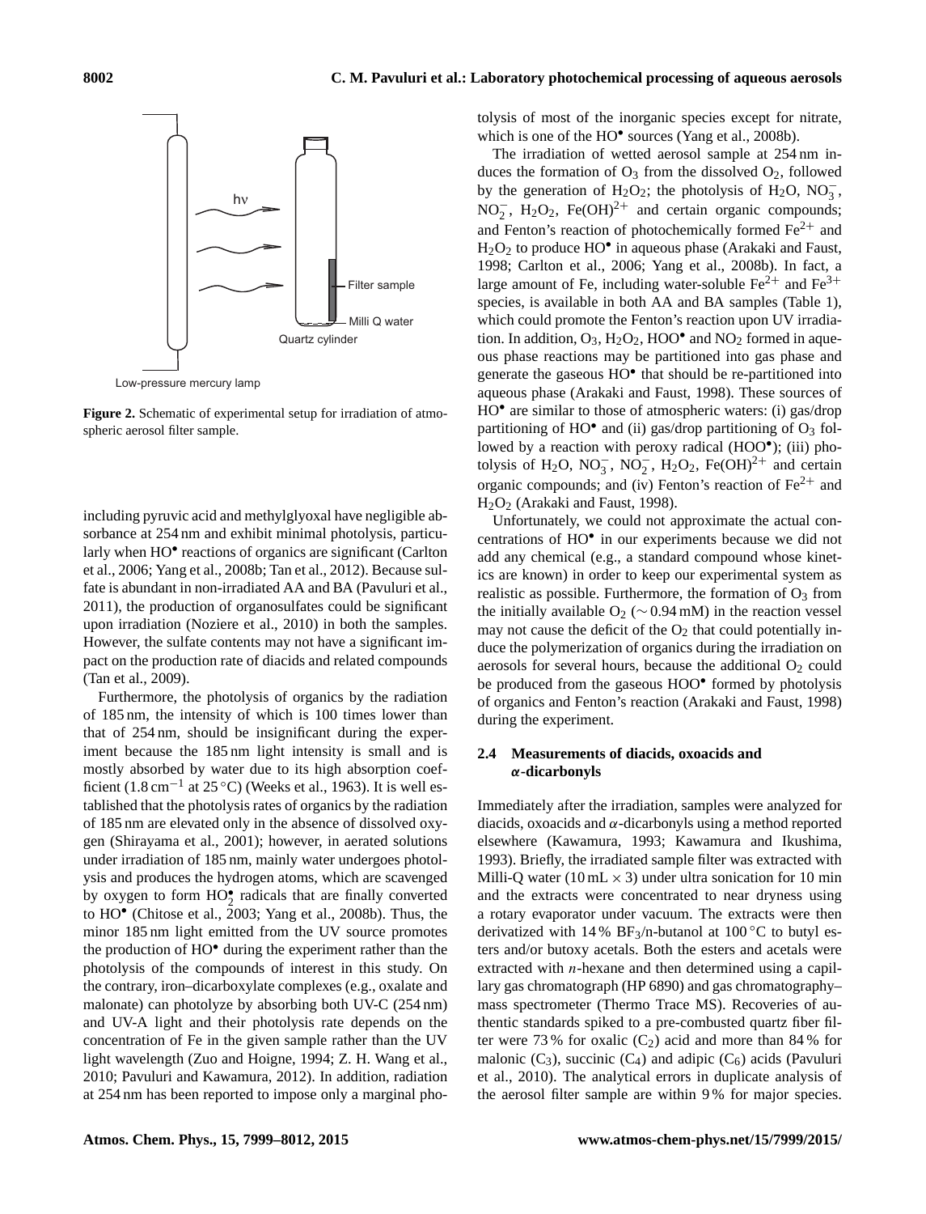**Figure 2.** Schematic of experimental setup for irradiation of atmospheric aerosol filter sample.

including pyruvic acid and methylglyoxal have negligible absorbance at 254 nm and exhibit minimal photolysis, particularly when $HO^•$ reactions of organics are significant (Carlton et al., 2006; Yang et al., 2008b; Tan et al., 2012). Because sulfate is abundant in non-irradiated AA and BA (Pavuluri et al., 2011), the production of organosulfates could be significant upon irradiation (Noziere et al., 2010) in both the samples. However, the sulfate contents may not have a significant impact on the production rate of diacids and related compounds (Tan et al., 2009).

Furthermore, the photolysis of organics by the radiation of 185 nm, the intensity of which is 100 times lower than that of 254 nm, should be insignificant during the experiment because the 185 nm light intensity is small and is mostly absorbed by water due to its high absorption coefficient (1.8 $cm^{-1}$ at 25 °C) (Weeks et al., 1963). It is well established that the photolysis rates of organics by the radiation of 185 nm are elevated only in the absence of dissolved oxygen (Shirayama et al., 2001); however, in aerated solutions under irradiation of 185 nm, mainly water undergoes photolysis and produces the hydrogen atoms, which are scavenged by oxygen to form $HO_2^•$ radicals that are finally converted to $HO^•$ (Chitose et al., 2003; Yang et al., 2008b). Thus, the minor 185 nm light emitted from the UV source promotes the production of $HO^•$ during the experiment rather than the photolysis of the compounds of interest in this study. On the contrary, iron–dicarboxylate complexes (e.g., oxalate and malonate) can photolyze by absorbing both UV-C (254 nm) and UV-A light and their photolysis rate depends on the concentration of Fe in the given sample rather than the UV light wavelength (Zuo and Hoigne, 1994; Z. H. Wang et al., 2010; Pavuluri and Kawamura, 2012). In addition, radiation at 254 nm has been reported to impose only a marginal photolysis of most of the inorganic species except for nitrate, which is one of the $HO^•$ sources (Yang et al., 2008b).

The irradiation of wetted aerosol sample at 254 nm induces the formation of $O_3$ from the dissolved $O_2$, followed by the generation of $H_2O_2$; the photolysis of $H_2O$, $NO_3^-$, $NO_2^-$, $H_2O_2$, $Fe(OH)^{2+}$ and certain organic compounds; and Fenton's reaction of photochemically formed $Fe^{2+}$ and $H_2O_2$ to produce $HO^•$ in aqueous phase (Arakaki and Faust, 1998; Carlton et al., 2006; Yang et al., 2008b). In fact, a large amount of Fe, including water-soluble $Fe^{2+}$ and $Fe^{3+}$ species, is available in both AA and BA samples (Table 1), which could promote the Fenton's reaction upon UV irradiation. In addition, $O_3$, $H_2O_2$, $HOO^•$ and $NO_2$ formed in aqueous phase reactions may be partitioned into gas phase and generate the gaseous $HO^•$ that should be re-partitioned into aqueous phase (Arakaki and Faust, 1998). These sources of $HO^•$ are similar to those of atmospheric waters: (i) gas/drop partitioning of $HO^•$ and (ii) gas/drop partitioning of $O_3$ followed by a reaction with peroxy radical ($HOO^•$); (iii) photolysis of $H_2O$, $NO_3^-$, $NO_2^-$, $H_2O_2$, $Fe(OH)^{2+}$ and certain organic compounds; and (iv) Fenton's reaction of $Fe^{2+}$ and $H_2O_2$ (Arakaki and Faust, 1998).

Unfortunately, we could not approximate the actual concentrations of $HO^•$ in our experiments because we did not add any chemical (e.g., a standard compound whose kinetics are known) in order to keep our experimental system as realistic as possible. Furthermore, the formation of $O_3$ from the initially available $O_2$ (∼ 0.94 mM) in the reaction vessel may not cause the deficit of the $O_2$ that could potentially induce the polymerization of organics during the irradiation on aerosols for several hours, because the additional $O_2$ could be produced from the gaseous $HOO^•$ formed by photolysis of organics and Fenton's reaction (Arakaki and Faust, 1998) during the experiment.

### 2.4 Measurements of diacids, oxoacids and α-dicarbonyls

Immediately after the irradiation, samples were analyzed for diacids, oxoacids and α-dicarbonyls using a method reported elsewhere (Kawamura, 1993; Kawamura and Ikushima, 1993). Briefly, the irradiated sample filter was extracted with Milli-Q water (10 mL × 3) under ultra sonication for 10 min and the extracts were concentrated to near dryness using a rotary evaporator under vacuum. The extracts were then derivatized with 14 % $BF_3$/n-butanol at 100 °C to butyl esters and/or butoxy acetals. Both the esters and acetals were extracted with *n*-hexane and then determined using a capillary gas chromatograph (HP 6890) and gas chromatography–mass spectrometer (Thermo Trace MS). Recoveries of authentic standards spiked to a pre-combusted quartz fiber filter were 73 % for oxalic ($C_2$) acid and more than 84 % for malonic ($C_3$), succinic ($C_4$) and adipic ($C_6$) acids (Pavuluri et al., 2010). The analytical errors in duplicate analysis of the aerosol filter sample are within 9 % for major species.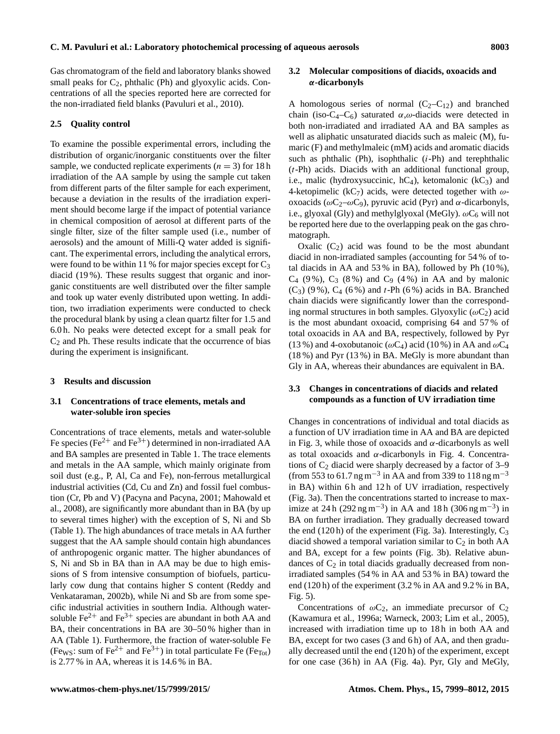Gas chromatogram of the field and laboratory blanks showed small peaks for $C_2$, phthalic (Ph) and glyoxylic acids. Concentrations of all the species reported here are corrected for the non-irradiated field blanks (Pavuluri et al., 2010).

### 2.5 Quality control

To examine the possible experimental errors, including the distribution of organic/inorganic constituents over the filter sample, we conducted replicate experiments ($n = 3$) for 18 h irradiation of the AA sample by using the sample cut taken from different parts of the filter sample for each experiment, because a deviation in the results of the irradiation experiment should become large if the impact of potential variance in chemical composition of aerosol at different parts of the single filter, size of the filter sample used (i.e., number of aerosols) and the amount of Milli-Q water added is significant. The experimental errors, including the analytical errors, were found to be within 11 % for major species except for $C_3$ diacid (19 %). These results suggest that organic and inorganic constituents are well distributed over the filter sample and took up water evenly distributed upon wetting. In addition, two irradiation experiments were conducted to check the procedural blank by using a clean quartz filter for 1.5 and 6.0 h. No peaks were detected except for a small peak for $C_2$ and Ph. These results indicate that the occurrence of bias during the experiment is insignificant.

## 3 Results and discussion

### 3.1 Concentrations of trace elements, metals and water-soluble iron species

Concentrations of trace elements, metals and water-soluble Fe species ($Fe^{2+}$ and $Fe^{3+}$) determined in non-irradiated AA and BA samples are presented in Table 1. The trace elements and metals in the AA sample, which mainly originate from soil dust (e.g., P, Al, Ca and Fe), non-ferrous metallurgical industrial activities (Cd, Cu and Zn) and fossil fuel combustion (Cr, Pb and V) (Pacyna and Pacyna, 2001; Mahowald et al., 2008), are significantly more abundant than in BA (by up to several times higher) with the exception of S, Ni and Sb (Table 1). The high abundances of trace metals in AA further suggest that the AA sample should contain high abundances of anthropogenic organic matter. The higher abundances of S, Ni and Sb in BA than in AA may be due to high emissions of S from intensive consumption of biofuels, particularly cow dung that contains higher S content (Reddy and Venkataraman, 2002b), while Ni and Sb are from some specific industrial activities in southern India. Although water-soluble $Fe^{2+}$ and $Fe^{3+}$ species are abundant in both AA and BA, their concentrations in BA are 30–50 % higher than in AA (Table 1). Furthermore, the fraction of water-soluble Fe ($Fe_{WS}$: sum of $Fe^{2+}$ and $Fe^{3+}$) in total particulate Fe ($Fe_{Tot}$) is 2.77 % in AA, whereas it is 14.6 % in BA.

### 3.2 Molecular compositions of diacids, oxoacids and $\alpha$-dicarbonyls

A homologous series of normal ($C_2$–$C_{12}$) and branched chain (iso-$C_4$–$C_6$) saturated $\alpha,\omega$-diacids were detected in both non-irradiated and irradiated AA and BA samples as well as aliphatic unsaturated diacids such as maleic (M), fumaric (F) and methylmaleic (mM) acids and aromatic diacids such as phthalic (Ph), isophthalic (*i*-Ph) and terephthalic (*t*-Ph) acids. Diacids with an additional functional group, i.e., malic (hydroxysuccinic, $hC_4$), ketomalonic ($kC_3$) and 4-ketopimelic ($kC_7$) acids, were detected together with $\omega$-oxoacids ($\omega C_2$–$\omega C_9$), pyruvic acid (Pyr) and $\alpha$-dicarbonyls, i.e., glyoxal (Gly) and methylglyoxal (MeGly). $\omega C_6$ will not be reported here due to the overlapping peak on the gas chromatograph.

Oxalic ($C_2$) acid was found to be the most abundant diacid in non-irradiated samples (accounting for 54 % of total diacids in AA and 53 % in BA), followed by Ph (10 %), $C_4$ (9 %), $C_3$ (8 %) and $C_9$ (4 %) in AA and by malonic ($C_3$) (9 %), $C_4$ (6 %) and *t*-Ph (6 %) acids in BA. Branched chain diacids were significantly lower than the corresponding normal structures in both samples. Glyoxylic ($\omega C_2$) acid is the most abundant oxoacid, comprising 64 and 57 % of total oxoacids in AA and BA, respectively, followed by Pyr (13 %) and 4-oxobutanoic ($\omega C_4$) acid (10 %) in AA and $\omega C_4$ (18 %) and Pyr (13 %) in BA. MeGly is more abundant than Gly in AA, whereas their abundances are equivalent in BA.

### 3.3 Changes in concentrations of diacids and related compounds as a function of UV irradiation time

Changes in concentrations of individual and total diacids as a function of UV irradiation time in AA and BA are depicted in Fig. 3, while those of oxoacids and $\alpha$-dicarbonyls as well as total oxoacids and $\alpha$-dicarbonyls in Fig. 4. Concentrations of $C_2$ diacid were sharply decreased by a factor of 3–9 (from 553 to 61.7 ng $m^{-3}$ in AA and from 339 to 118 ng $m^{-3}$ in BA) within 6 h and 12 h of UV irradiation, respectively (Fig. 3a). Then the concentrations started to increase to maximize at 24 h (292 ng $m^{-3}$) in AA and 18 h (306 ng $m^{-3}$) in BA on further irradiation. They gradually decreased toward the end (120 h) of the experiment (Fig. 3a). Interestingly, $C_3$ diacid showed a temporal variation similar to $C_2$ in both AA and BA, except for a few points (Fig. 3b). Relative abundances of $C_2$ in total diacids gradually decreased from non-irradiated samples (54 % in AA and 53 % in BA) toward the end (120 h) of the experiment (3.2 % in AA and 9.2 % in BA, Fig. 5).

Concentrations of $\omega C_2$, an immediate precursor of $C_2$ (Kawamura et al., 1996a; Warneck, 2003; Lim et al., 2005), increased with irradiation time up to 18 h in both AA and BA, except for two cases (3 and 6 h) of AA, and then gradually decreased until the end (120 h) of the experiment, except for one case (36 h) in AA (Fig. 4a). Pyr, Gly and MeGly,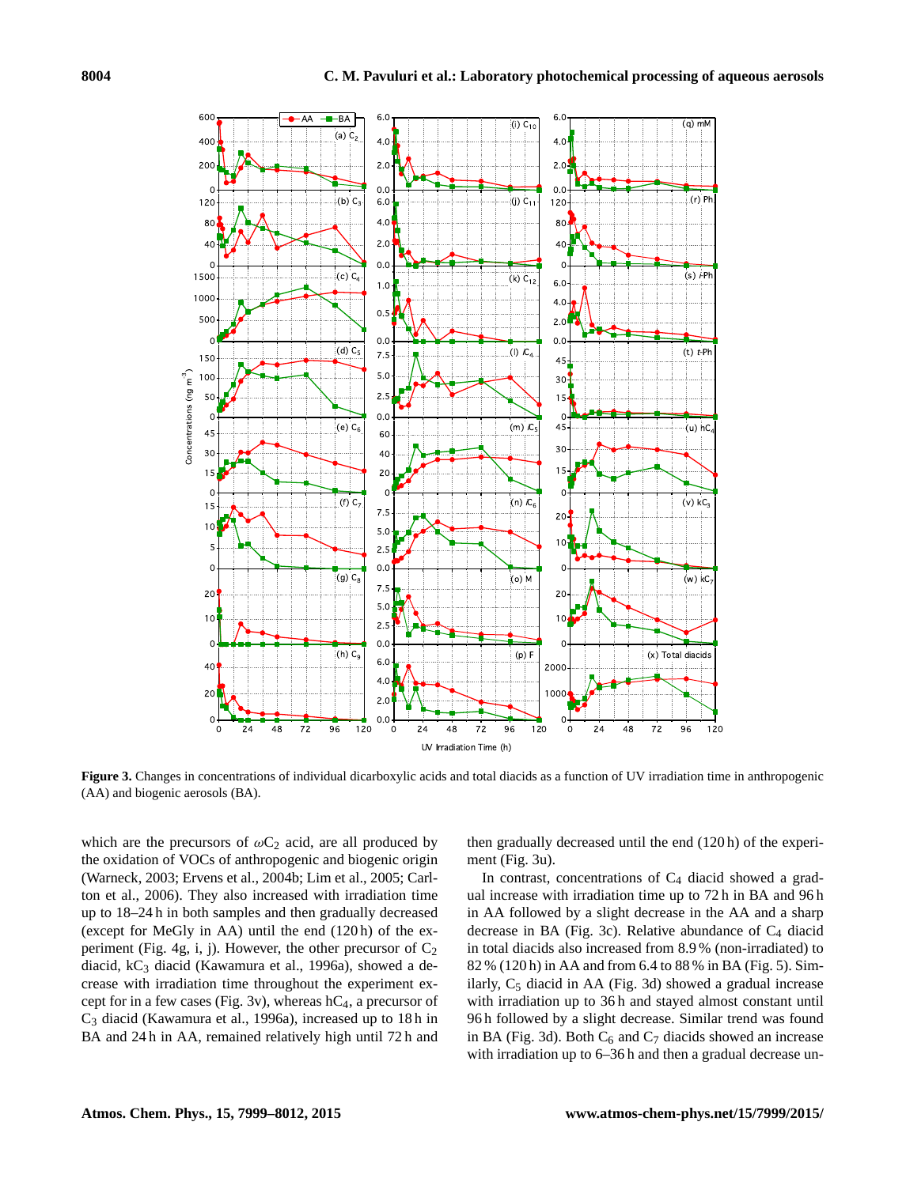**Figure 3.** Changes in concentrations of individual dicarboxylic acids and total diacids as a function of UV irradiation time in anthropogenic (AA) and biogenic aerosols (BA).

which are the precursors of $\omega C_2$ acid, are all produced by the oxidation of VOCs of anthropogenic and biogenic origin (Warneck, 2003; Ervens et al., 2004b; Lim et al., 2005; Carlton et al., 2006). They also increased with irradiation time up to 18–24 h in both samples and then gradually decreased (except for MeGly in AA) until the end (120 h) of the experiment (Fig. 4g, i, j). However, the other precursor of $C_2$ diacid, $kC_3$ diacid (Kawamura et al., 1996a), showed a decrease with irradiation time throughout the experiment except for in a few cases (Fig. 3v), whereas $hC_4$, a precursor of $C_3$ diacid (Kawamura et al., 1996a), increased up to 18 h in BA and 24 h in AA, remained relatively high until 72 h and then gradually decreased until the end (120 h) of the experiment (Fig. 3u).

In contrast, concentrations of $C_4$ diacid showed a gradual increase with irradiation time up to 72 h in BA and 96 h in AA followed by a slight decrease in the AA and a sharp decrease in BA (Fig. 3c). Relative abundance of $C_4$ diacid in total diacids also increased from 8.9 % (non-irradiated) to 82 % (120 h) in AA and from 6.4 to 88 % in BA (Fig. 5). Similarly, $C_5$ diacid in AA (Fig. 3d) showed a gradual increase with irradiation up to 36 h and stayed almost constant until 96 h followed by a slight decrease. Similar trend was found in BA (Fig. 3d). Both $C_6$ and $C_7$ diacids showed an increase with irradiation up to 6–36 h and then a gradual decrease un-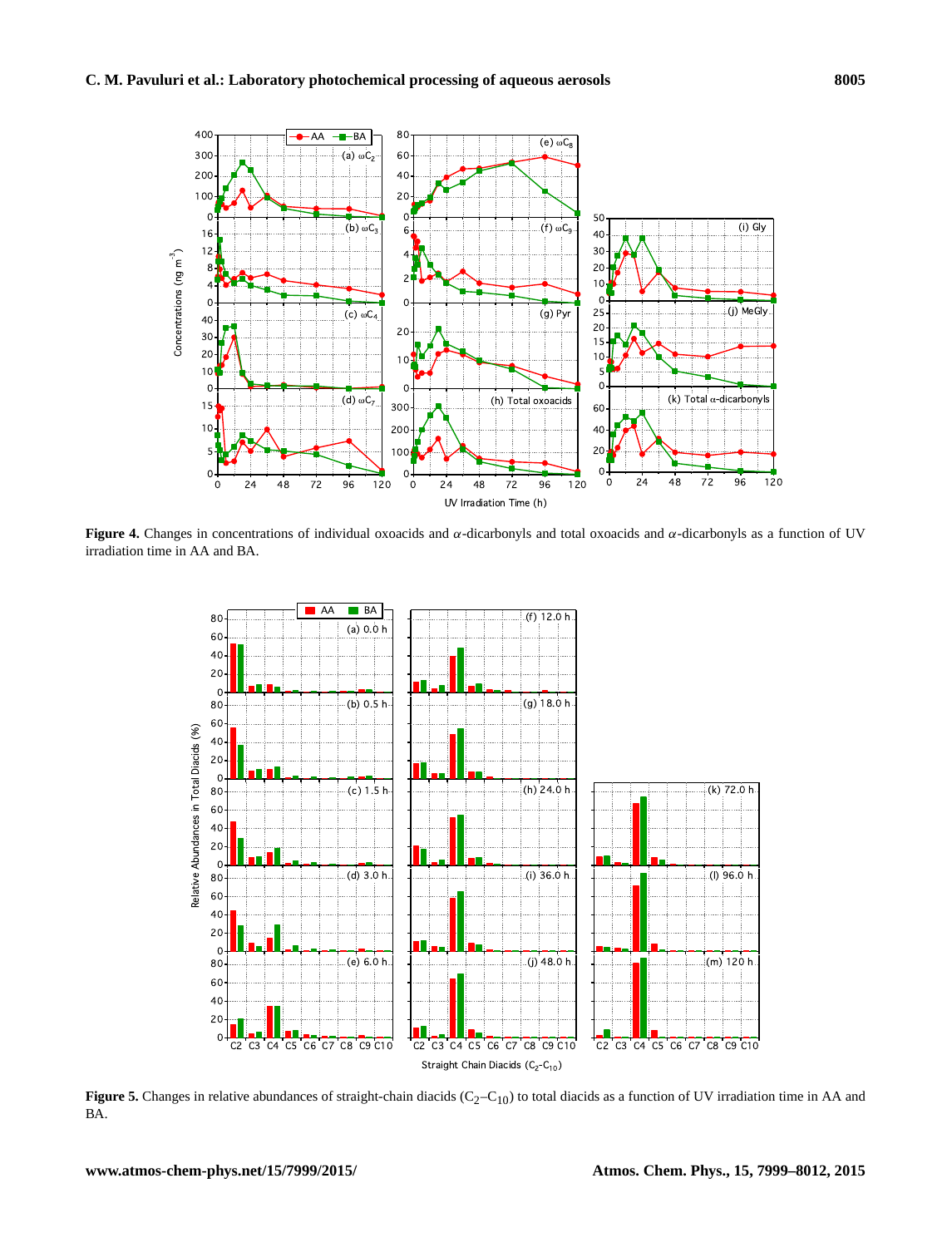**Figure 4.** Changes in concentrations of individual oxoacids and $\alpha$-dicarbonyls and total oxoacids and $\alpha$-dicarbonyls as a function of UV irradiation time in AA and BA.

**Figure 5.** Changes in relative abundances of straight-chain diacids ($C_2$–$C_{10}$) to total diacids as a function of UV irradiation time in AA and BA.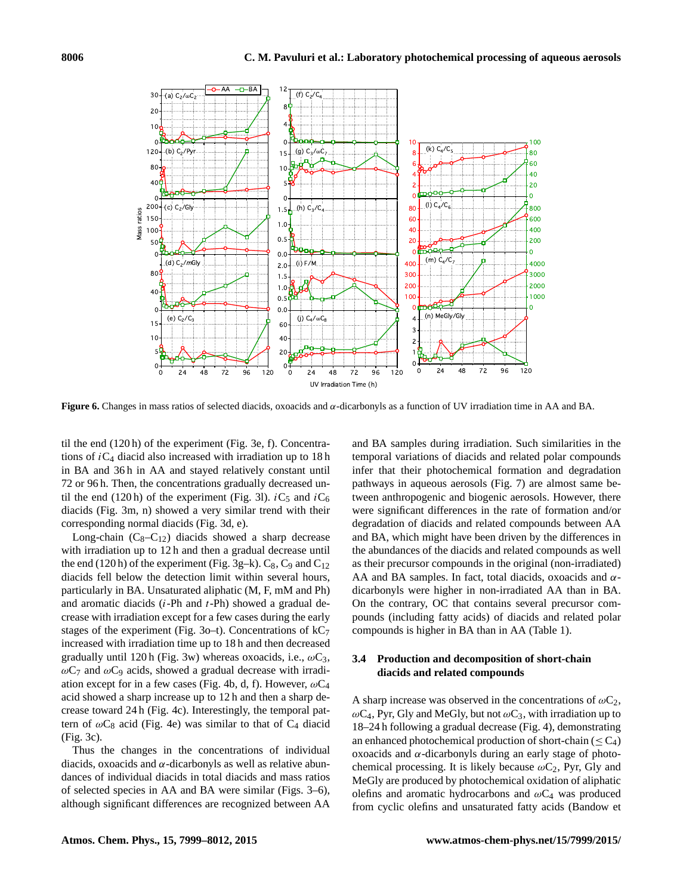**Figure 6.** Changes in mass ratios of selected diacids, oxoacids and $\alpha$-dicarbonyls as a function of UV irradiation time in AA and BA.

til the end (120 h) of the experiment (Fig. 3e, f). Concentrations of $iC_4$ diacid also increased with irradiation up to 18 h in BA and 36 h in AA and stayed relatively constant until 72 or 96 h. Then, the concentrations gradually decreased until the end (120 h) of the experiment (Fig. 3l). $iC_5$ and $iC_6$ diacids (Fig. 3m, n) showed a very similar trend with their corresponding normal diacids (Fig. 3d, e).

Long-chain ($C_8$–$C_{12}$) diacids showed a sharp decrease with irradiation up to 12 h and then a gradual decrease until the end (120 h) of the experiment (Fig. 3g–k). $C_8$, $C_9$ and $C_{12}$ diacids fell below the detection limit within several hours, particularly in BA. Unsaturated aliphatic (M, F, mM and Ph) and aromatic diacids (*i*-Ph and *t*-Ph) showed a gradual decrease with irradiation except for a few cases during the early stages of the experiment (Fig. 3o–t). Concentrations of $kC_7$ increased with irradiation time up to 18 h and then decreased gradually until 120 h (Fig. 3w) whereas oxoacids, i.e., $\omega C_3$, $\omega C_7$ and $\omega C_9$ acids, showed a gradual decrease with irradiation except for in a few cases (Fig. 4b, d, f). However, $\omega C_4$ acid showed a sharp increase up to 12 h and then a sharp decrease toward 24 h (Fig. 4c). Interestingly, the temporal pattern of $\omega C_8$ acid (Fig. 4e) was similar to that of $C_4$ diacid (Fig. 3c).

Thus the changes in the concentrations of individual diacids, oxoacids and $\alpha$-dicarbonyls as well as relative abundances of individual diacids in total diacids and mass ratios of selected species in AA and BA were similar (Figs. 3–6), although significant differences are recognized between AA and BA samples during irradiation. Such similarities in the temporal variations of diacids and related polar compounds infer that their photochemical formation and degradation pathways in aqueous aerosols (Fig. 7) are almost same between anthropogenic and biogenic aerosols. However, there were significant differences in the rate of formation and/or degradation of diacids and related compounds between AA and BA, which might have been driven by the differences in the abundances of the diacids and related compounds as well as their precursor compounds in the original (non-irradiated) AA and BA samples. In fact, total diacids, oxoacids and $\alpha$-dicarbonyls were higher in non-irradiated AA than in BA. On the contrary, OC that contains several precursor compounds (including fatty acids) of diacids and related polar compounds is higher in BA than in AA (Table 1).

### 3.4 Production and decomposition of short-chain diacids and related compounds

A sharp increase was observed in the concentrations of $\omega C_2$, $\omega C_4$, Pyr, Gly and MeGly, but not $\omega C_3$, with irradiation up to 18–24 h following a gradual decrease (Fig. 4), demonstrating an enhanced photochemical production of short-chain ($\leq C_4$) oxoacids and $\alpha$-dicarbonyls during an early stage of photochemical processing. It is likely because $\omega C_2$, Pyr, Gly and MeGly are produced by photochemical oxidation of aliphatic olefins and aromatic hydrocarbons and $\omega C_4$ was produced from cyclic olefins and unsaturated fatty acids (Bandow et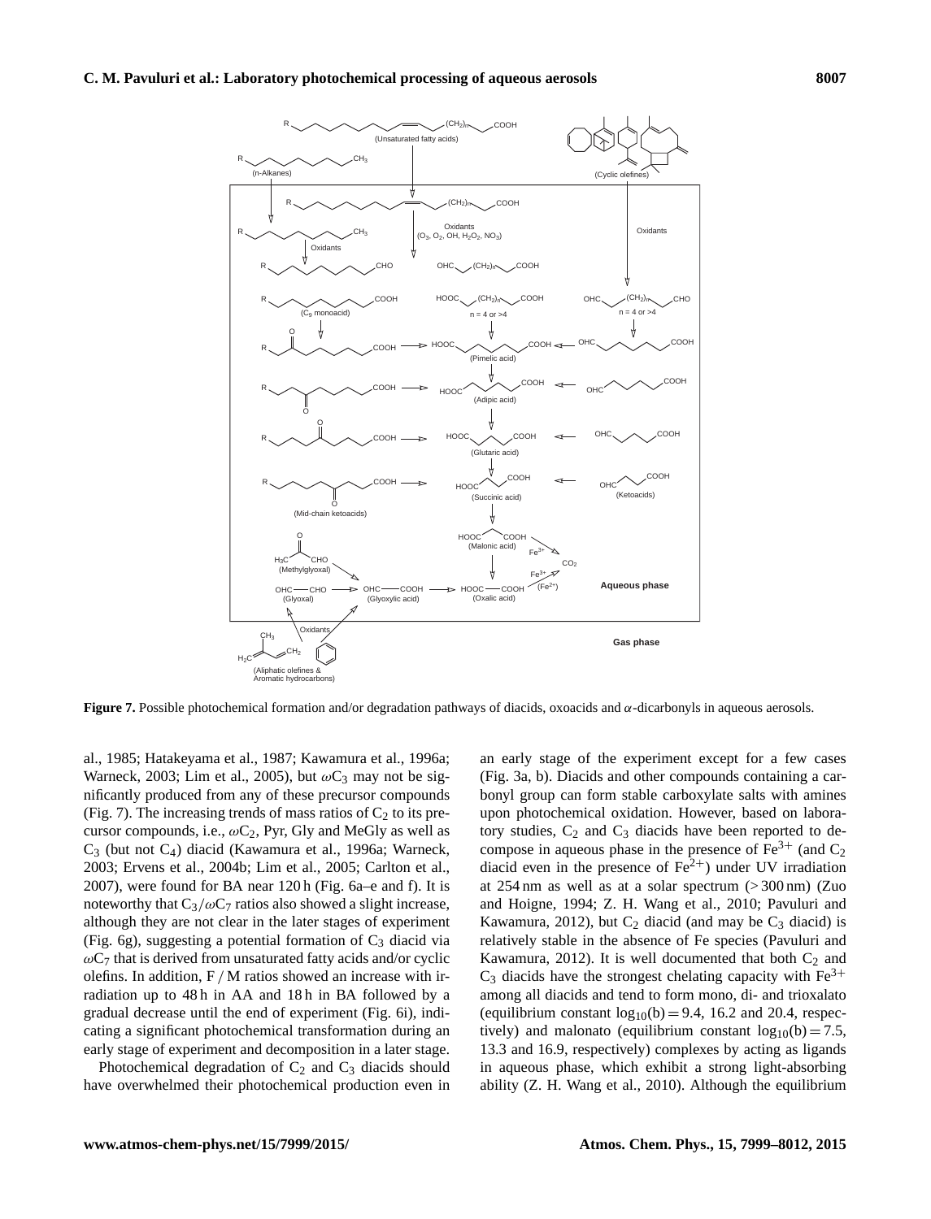**Figure 7.** Possible photochemical formation and/or degradation pathways of diacids, oxoacids and $\alpha$-dicarbonyls in aqueous aerosols.

al., 1985; Hatakeyama et al., 1987; Kawamura et al., 1996a; Warneck, 2003; Lim et al., 2005), but $\omega C_3$ may not be significantly produced from any of these precursor compounds (Fig. 7). The increasing trends of mass ratios of $C_2$ to its precursor compounds, i.e., $\omega C_2$, Pyr, Gly and MeGly as well as $C_3$ (but not $C_4$) diacid (Kawamura et al., 1996a; Warneck, 2003; Ervens et al., 2004b; Lim et al., 2005; Carlton et al., 2007), were found for BA near 120 h (Fig. 6a–e and f). It is noteworthy that $C_3/\omega C_7$ ratios also showed a slight increase, although they are not clear in the later stages of experiment (Fig. 6g), suggesting a potential formation of $C_3$ diacid via $\omega C_7$ that is derived from unsaturated fatty acids and/or cyclic olefins. In addition, F / M ratios showed an increase with irradiation up to 48 h in AA and 18 h in BA followed by a gradual decrease until the end of experiment (Fig. 6i), indicating a significant photochemical transformation during an early stage of experiment and decomposition in a later stage.

Photochemical degradation of $C_2$ and $C_3$ diacids should have overwhelmed their photochemical production even in an early stage of the experiment except for a few cases (Fig. 3a, b). Diacids and other compounds containing a carbonyl group can form stable carboxylate salts with amines upon photochemical oxidation. However, based on laboratory studies, $C_2$ and $C_3$ diacids have been reported to decompose in aqueous phase in the presence of $Fe^{3+}$ (and $C_2$ diacid even in the presence of $Fe^{2+}$) under UV irradiation at 254 nm as well as at a solar spectrum (> 300 nm) (Zuo and Hoigne, 1994; Z. H. Wang et al., 2010; Pavuluri and Kawamura, 2012), but $C_2$ diacid (and may be $C_3$ diacid) is relatively stable in the absence of Fe species (Pavuluri and Kawamura, 2012). It is well documented that both $C_2$ and $C_3$ diacids have the strongest chelating capacity with $Fe^{3+}$ among all diacids and tend to form mono, di- and trioxalato (equilibrium constant $\log_{10}(b) = 9.4$, 16.2 and 20.4, respectively) and malonato (equilibrium constant $\log_{10}(b) = 7.5$, 13.3 and 16.9, respectively) complexes by acting as ligands in aqueous phase, which exhibit a strong light-absorbing ability (Z. H. Wang et al., 2010). Although the equilibrium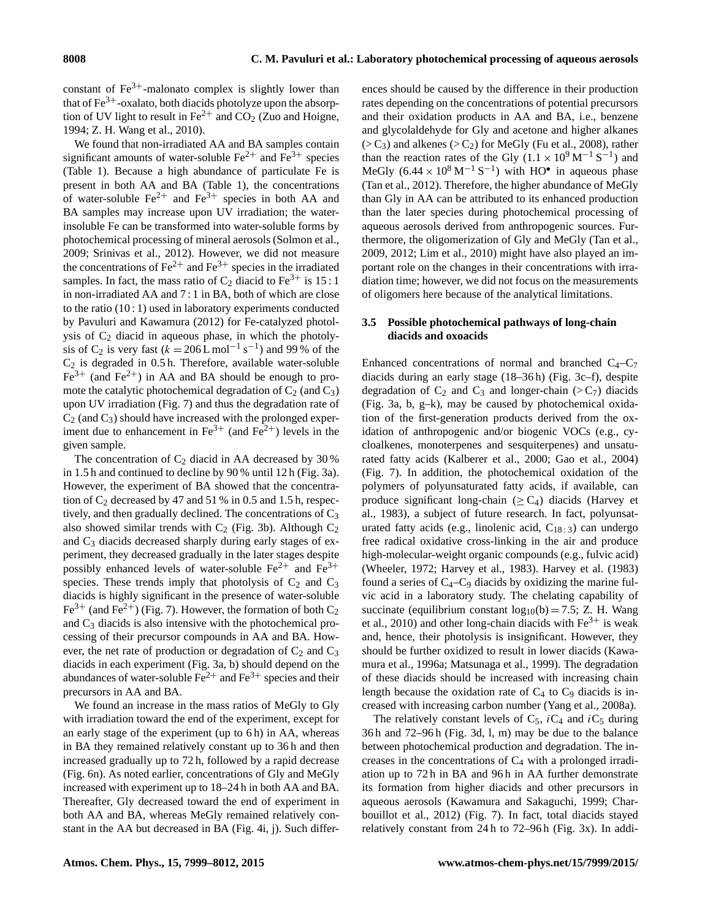constant of $Fe^{3+}$-malonato complex is slightly lower than that of $Fe^{3+}$-oxalato, both diacids photolyze upon the absorption of UV light to result in $Fe^{2+}$ and $CO_2$ (Zuo and Hoigne, 1994; Z. H. Wang et al., 2010).

We found that non-irradiated AA and BA samples contain significant amounts of water-soluble $Fe^{2+}$ and $Fe^{3+}$ species (Table 1). Because a high abundance of particulate Fe is present in both AA and BA (Table 1), the concentrations of water-soluble $Fe^{2+}$ and $Fe^{3+}$ species in both AA and BA samples may increase upon UV irradiation; the water-insoluble Fe can be transformed into water-soluble forms by photochemical processing of mineral aerosols (Solmon et al., 2009; Srinivas et al., 2012). However, we did not measure the concentrations of $Fe^{2+}$ and $Fe^{3+}$ species in the irradiated samples. In fact, the mass ratio of $C_2$ diacid to $Fe^{3+}$ is 15 : 1 in non-irradiated AA and 7 : 1 in BA, both of which are close to the ratio (10 : 1) used in laboratory experiments conducted by Pavuluri and Kawamura (2012) for Fe-catalyzed photolysis of $C_2$ diacid in aqueous phase, in which the photolysis of $C_2$ is very fast ($k = 206\,\mathrm{L\,mol^{-1}\,s^{-1}}$) and 99 % of the $C_2$ is degraded in 0.5 h. Therefore, available water-soluble $Fe^{3+}$ (and $Fe^{2+}$) in AA and BA should be enough to promote the catalytic photochemical degradation of $C_2$ (and $C_3$) upon UV irradiation (Fig. 7) and thus the degradation rate of $C_2$ (and $C_3$) should have increased with the prolonged experiment due to enhancement in $Fe^{3+}$ (and $Fe^{2+}$) levels in the given sample.

The concentration of $C_2$ diacid in AA decreased by 30 % in 1.5 h and continued to decline by 90 % until 12 h (Fig. 3a). However, the experiment of BA showed that the concentration of $C_2$ decreased by 47 and 51 % in 0.5 and 1.5 h, respectively, and then gradually declined. The concentrations of $C_3$ also showed similar trends with $C_2$ (Fig. 3b). Although $C_2$ and $C_3$ diacids decreased sharply during early stages of experiment, they decreased gradually in the later stages despite possibly enhanced levels of water-soluble $Fe^{2+}$ and $Fe^{3+}$ species. These trends imply that photolysis of $C_2$ and $C_3$ diacids is highly significant in the presence of water-soluble $Fe^{3+}$ (and $Fe^{2+}$) (Fig. 7). However, the formation of both $C_2$ and $C_3$ diacids is also intensive with the photochemical processing of their precursor compounds in AA and BA. However, the net rate of production or degradation of $C_2$ and $C_3$ diacids in each experiment (Fig. 3a, b) should depend on the abundances of water-soluble $Fe^{2+}$ and $Fe^{3+}$ species and their precursors in AA and BA.

We found an increase in the mass ratios of MeGly to Gly with irradiation toward the end of the experiment, except for an early stage of the experiment (up to 6 h) in AA, whereas in BA they remained relatively constant up to 36 h and then increased gradually up to 72 h, followed by a rapid decrease (Fig. 6n). As noted earlier, concentrations of Gly and MeGly increased with experiment up to 18–24 h in both AA and BA. Thereafter, Gly decreased toward the end of experiment in both AA and BA, whereas MeGly remained relatively constant in the AA but decreased in BA (Fig. 4i, j). Such differences should be caused by the difference in their production rates depending on the concentrations of potential precursors and their oxidation products in AA and BA, i.e., benzene and glycolaldehyde for Gly and acetone and higher alkanes ($>C_3$) and alkenes ($>C_2$) for MeGly (Fu et al., 2008), rather than the reaction rates of the Gly ($1.1\times10^9\,\mathrm{M^{-1}\,S^{-1}}$) and MeGly ($6.44\times10^8\,\mathrm{M^{-1}\,S^{-1}}$) with $HO^{\bullet}$ in aqueous phase (Tan et al., 2012). Therefore, the higher abundance of MeGly than Gly in AA can be attributed to its enhanced production than the later species during photochemical processing of aqueous aerosols derived from anthropogenic sources. Furthermore, the oligomerization of Gly and MeGly (Tan et al., 2009, 2012; Lim et al., 2010) might have also played an important role on the changes in their concentrations with irradiation time; however, we did not focus on the measurements of oligomers here because of the analytical limitations.

### 3.5 Possible photochemical pathways of long-chain diacids and oxoacids

Enhanced concentrations of normal and branched $C_4$–$C_7$ diacids during an early stage (18–36 h) (Fig. 3c–f), despite degradation of $C_2$ and $C_3$ and longer-chain ($>C_7$) diacids (Fig. 3a, b, g–k), may be caused by photochemical oxidation of the first-generation products derived from the oxidation of anthropogenic and/or biogenic VOCs (e.g., cycloalkenes, monoterpenes and sesquiterpenes) and unsaturated fatty acids (Kalberer et al., 2000; Gao et al., 2004) (Fig. 7). In addition, the photochemical oxidation of the polymers of polyunsaturated fatty acids, if available, can produce significant long-chain ($\geq C_4$) diacids (Harvey et al., 1983), a subject of future research. In fact, polyunsaturated fatty acids (e.g., linolenic acid, $C_{18:3}$) can undergo free radical oxidative cross-linking in the air and produce high-molecular-weight organic compounds (e.g., fulvic acid) (Wheeler, 1972; Harvey et al., 1983). Harvey et al. (1983) found a series of $C_4$–$C_9$ diacids by oxidizing the marine fulvic acid in a laboratory study. The chelating capability of succinate (equilibrium constant $\log_{10}(b) = 7.5$; Z. H. Wang et al., 2010) and other long-chain diacids with $Fe^{3+}$ is weak and, hence, their photolysis is insignificant. However, they should be further oxidized to result in lower diacids (Kawamura et al., 1996a; Matsunaga et al., 1999). The degradation of these diacids should be increased with increasing chain length because the oxidation rate of $C_4$ to $C_9$ diacids is increased with increasing carbon number (Yang et al., 2008a).

The relatively constant levels of $C_5$, $iC_4$ and $iC_5$ during 36 h and 72–96 h (Fig. 3d, l, m) may be due to the balance between photochemical production and degradation. The increases in the concentrations of $C_4$ with a prolonged irradiation up to 72 h in BA and 96 h in AA further demonstrate its formation from higher diacids and other precursors in aqueous aerosols (Kawamura and Sakaguchi, 1999; Charbouillot et al., 2012) (Fig. 7). In fact, total diacids stayed relatively constant from 24 h to 72–96 h (Fig. 3x). In addi-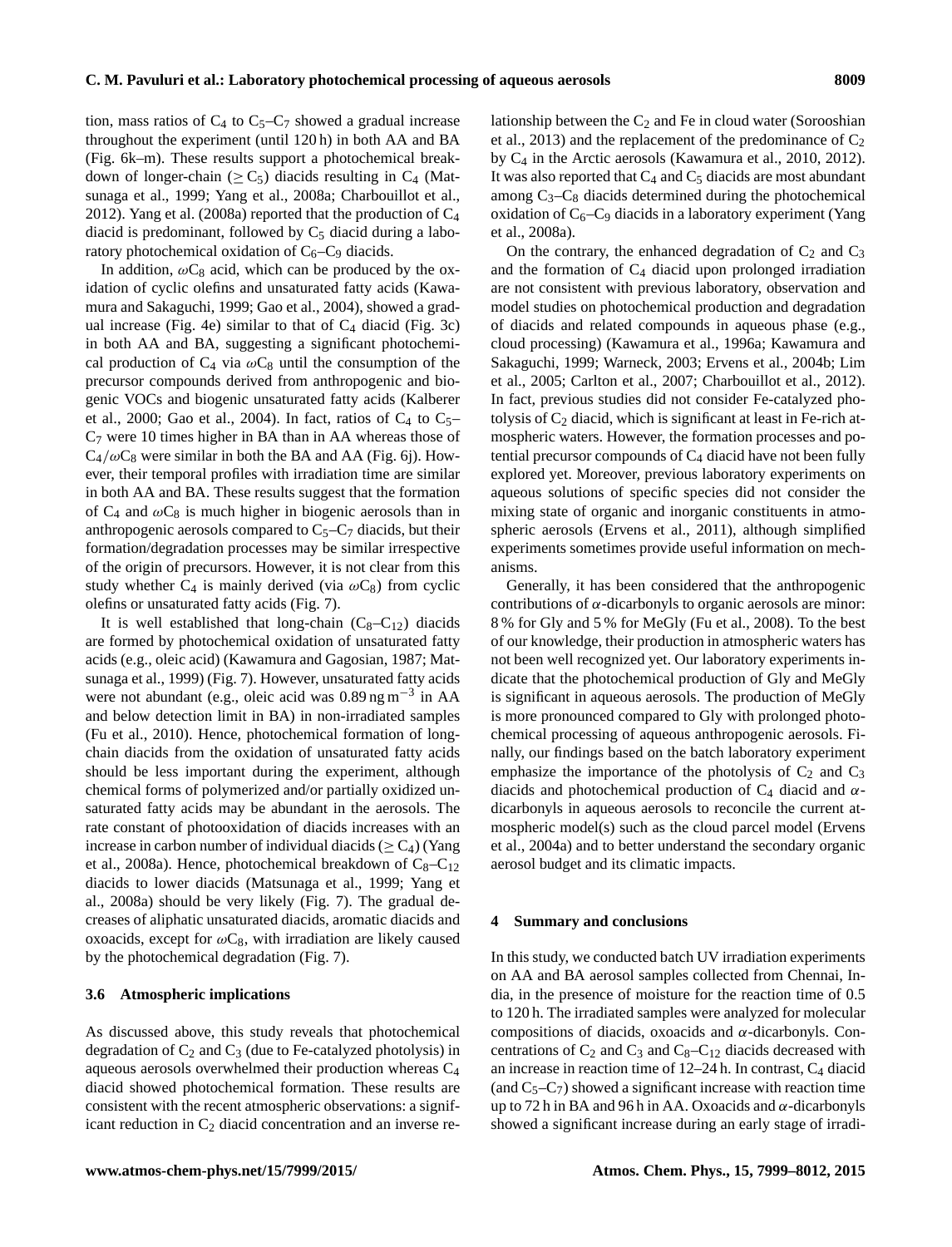tion, mass ratios of $C_4$ to $C_5$–$C_7$ showed a gradual increase throughout the experiment (until 120 h) in both AA and BA (Fig. 6k–m). These results support a photochemical breakdown of longer-chain ($\geq C_5$) diacids resulting in $C_4$ (Matsunaga et al., 1999; Yang et al., 2008a; Charbouillot et al., 2012). Yang et al. (2008a) reported that the production of $C_4$ diacid is predominant, followed by $C_5$ diacid during a laboratory photochemical oxidation of $C_6$–$C_9$ diacids.

In addition, $\omega C_8$ acid, which can be produced by the oxidation of cyclic olefins and unsaturated fatty acids (Kawamura and Sakaguchi, 1999; Gao et al., 2004), showed a gradual increase (Fig. 4e) similar to that of $C_4$ diacid (Fig. 3c) in both AA and BA, suggesting a significant photochemical production of $C_4$ via $\omega C_8$ until the consumption of the precursor compounds derived from anthropogenic and biogenic VOCs and biogenic unsaturated fatty acids (Kalberer et al., 2000; Gao et al., 2004). In fact, ratios of $C_4$ to $C_5$–$C_7$ were 10 times higher in BA than in AA whereas those of $C_4/\omega C_8$ were similar in both the BA and AA (Fig. 6j). However, their temporal profiles with irradiation time are similar in both AA and BA. These results suggest that the formation of $C_4$ and $\omega C_8$ is much higher in biogenic aerosols than in anthropogenic aerosols compared to $C_5$–$C_7$ diacids, but their formation/degradation processes may be similar irrespective of the origin of precursors. However, it is not clear from this study whether $C_4$ is mainly derived (via $\omega C_8$) from cyclic olefins or unsaturated fatty acids (Fig. 7).

It is well established that long-chain ($C_8$–$C_{12}$) diacids are formed by photochemical oxidation of unsaturated fatty acids (e.g., oleic acid) (Kawamura and Gagosian, 1987; Matsunaga et al., 1999) (Fig. 7). However, unsaturated fatty acids were not abundant (e.g., oleic acid was $0.89\,\text{ng m}^{-3}$ in AA and below detection limit in BA) in non-irradiated samples (Fu et al., 2010). Hence, photochemical formation of long-chain diacids from the oxidation of unsaturated fatty acids should be less important during the experiment, although chemical forms of polymerized and/or partially oxidized unsaturated fatty acids may be abundant in the aerosols. The rate constant of photooxidation of diacids increases with an increase in carbon number of individual diacids ($\geq C_4$) (Yang et al., 2008a). Hence, photochemical breakdown of $C_8$–$C_{12}$ diacids to lower diacids (Matsunaga et al., 1999; Yang et al., 2008a) should be very likely (Fig. 7). The gradual decreases of aliphatic unsaturated diacids, aromatic diacids and oxoacids, except for $\omega C_8$, with irradiation are likely caused by the photochemical degradation (Fig. 7).

### 3.6 Atmospheric implications

As discussed above, this study reveals that photochemical degradation of $C_2$ and $C_3$ (due to Fe-catalyzed photolysis) in aqueous aerosols overwhelmed their production whereas $C_4$ diacid showed photochemical formation. These results are consistent with the recent atmospheric observations: a significant reduction in $C_2$ diacid concentration and an inverse relationship between the $C_2$ and Fe in cloud water (Sorooshian et al., 2013) and the replacement of the predominance of $C_2$ by $C_4$ in the Arctic aerosols (Kawamura et al., 2010, 2012). It was also reported that $C_4$ and $C_5$ diacids are most abundant among $C_3$–$C_8$ diacids determined during the photochemical oxidation of $C_6$–$C_9$ diacids in a laboratory experiment (Yang et al., 2008a).

On the contrary, the enhanced degradation of $C_2$ and $C_3$ and the formation of $C_4$ diacid upon prolonged irradiation are not consistent with previous laboratory, observation and model studies on photochemical production and degradation of diacids and related compounds in aqueous phase (e.g., cloud processing) (Kawamura et al., 1996a; Kawamura and Sakaguchi, 1999; Warneck, 2003; Ervens et al., 2004b; Lim et al., 2005; Carlton et al., 2007; Charbouillot et al., 2012). In fact, previous studies did not consider Fe-catalyzed photolysis of $C_2$ diacid, which is significant at least in Fe-rich atmospheric waters. However, the formation processes and potential precursor compounds of $C_4$ diacid have not been fully explored yet. Moreover, previous laboratory experiments on aqueous solutions of specific species did not consider the mixing state of organic and inorganic constituents in atmospheric aerosols (Ervens et al., 2011), although simplified experiments sometimes provide useful information on mechanisms.

Generally, it has been considered that the anthropogenic contributions of $\alpha$-dicarbonyls to organic aerosols are minor: 8 % for Gly and 5 % for MeGly (Fu et al., 2008). To the best of our knowledge, their production in atmospheric waters has not been well recognized yet. Our laboratory experiments indicate that the photochemical production of Gly and MeGly is significant in aqueous aerosols. The production of MeGly is more pronounced compared to Gly with prolonged photochemical processing of aqueous anthropogenic aerosols. Finally, our findings based on the batch laboratory experiment emphasize the importance of the photolysis of $C_2$ and $C_3$ diacids and photochemical production of $C_4$ diacid and $\alpha$-dicarbonyls in aqueous aerosols to reconcile the current atmospheric model(s) such as the cloud parcel model (Ervens et al., 2004a) and to better understand the secondary organic aerosol budget and its climatic impacts.

## 4 Summary and conclusions

In this study, we conducted batch UV irradiation experiments on AA and BA aerosol samples collected from Chennai, India, in the presence of moisture for the reaction time of 0.5 to 120 h. The irradiated samples were analyzed for molecular compositions of diacids, oxoacids and $\alpha$-dicarbonyls. Concentrations of $C_2$ and $C_3$ and $C_8$–$C_{12}$ diacids decreased with an increase in reaction time of 12–24 h. In contrast, $C_4$ diacid (and $C_5$–$C_7$) showed a significant increase with reaction time up to 72 h in BA and 96 h in AA. Oxoacids and $\alpha$-dicarbonyls showed a significant increase during an early stage of irradi-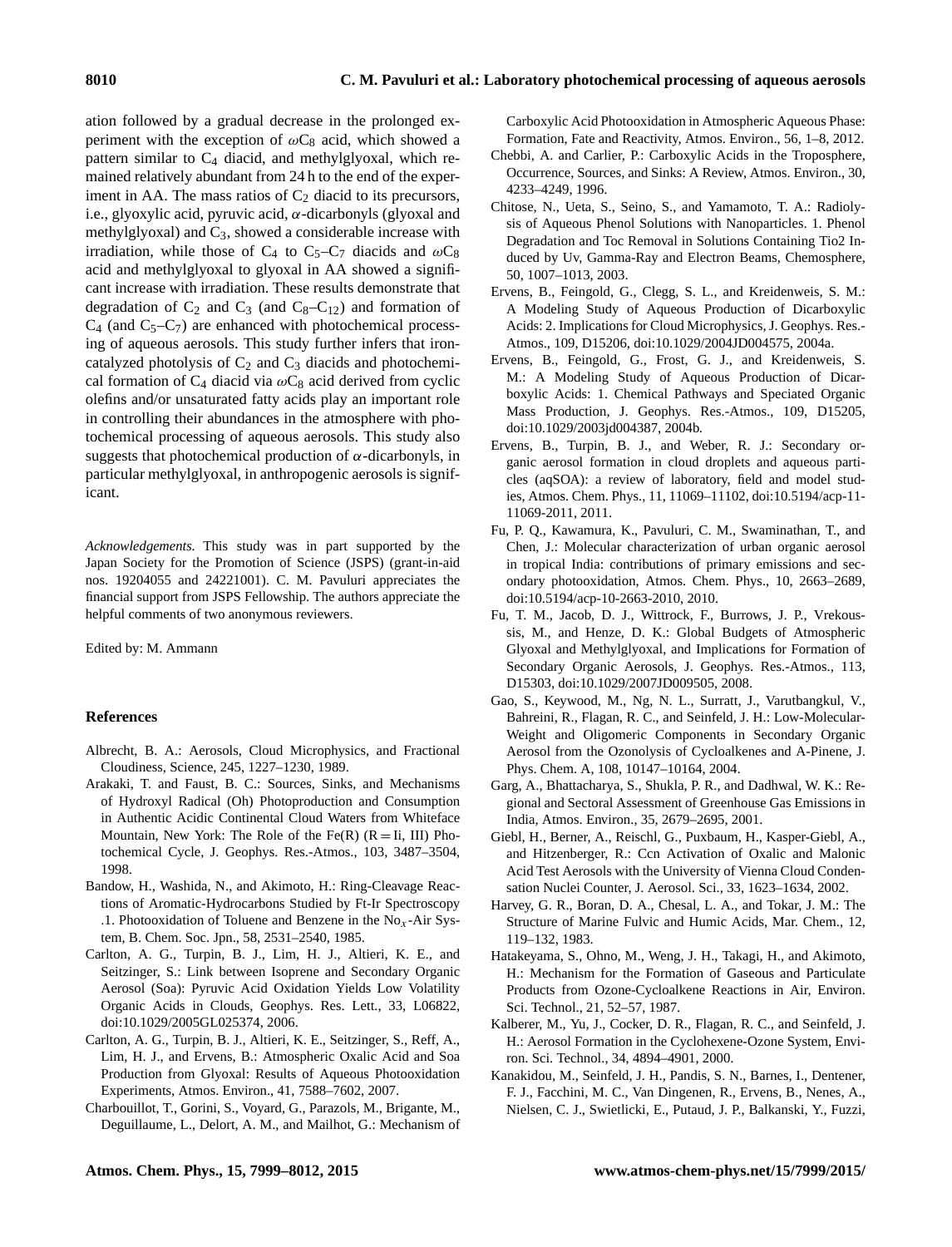ation followed by a gradual decrease in the prolonged experiment with the exception of $\omega C_8$ acid, which showed a pattern similar to $C_4$ diacid, and methylglyoxal, which remained relatively abundant from 24 h to the end of the experiment in AA. The mass ratios of $C_2$ diacid to its precursors, i.e., glyoxylic acid, pyruvic acid, $\alpha$-dicarbonyls (glyoxal and methylglyoxal) and $C_3$, showed a considerable increase with irradiation, while those of $C_4$ to $C_5$–$C_7$ diacids and $\omega C_8$ acid and methylglyoxal to glyoxal in AA showed a significant increase with irradiation. These results demonstrate that degradation of $C_2$ and $C_3$ (and $C_8$–$C_{12}$) and formation of $C_4$ (and $C_5$–$C_7$) are enhanced with photochemical processing of aqueous aerosols. This study further infers that iron-catalyzed photolysis of $C_2$ and $C_3$ diacids and photochemical formation of $C_4$ diacid via $\omega C_8$ acid derived from cyclic olefins and/or unsaturated fatty acids play an important role in controlling their abundances in the atmosphere with photochemical processing of aqueous aerosols. This study also suggests that photochemical production of $\alpha$-dicarbonyls, in particular methylglyoxal, in anthropogenic aerosols is significant.

*Acknowledgements.* This study was in part supported by the Japan Society for the Promotion of Science (JSPS) (grant-in-aid nos. 19204055 and 24221001). C. M. Pavuluri appreciates the financial support from JSPS Fellowship. The authors appreciate the helpful comments of two anonymous reviewers.

Edited by: M. Ammann

## References

Albrecht, B. A.: Aerosols, Cloud Microphysics, and Fractional Cloudiness, Science, 245, 1227–1230, 1989.

Arakaki, T. and Faust, B. C.: Sources, Sinks, and Mechanisms of Hydroxyl Radical (Oh) Photoproduction and Consumption in Authentic Acidic Continental Cloud Waters from Whiteface Mountain, New York: The Role of the Fe(R) (R = Ii, III) Photochemical Cycle, J. Geophys. Res.-Atmos., 103, 3487–3504, 1998.

Bandow, H., Washida, N., and Akimoto, H.: Ring-Cleavage Reactions of Aromatic-Hydrocarbons Studied by Ft-Ir Spectroscopy .1. Photooxidation of Toluene and Benzene in the $No_x$-Air System, B. Chem. Soc. Jpn., 58, 2531–2540, 1985.

Carlton, A. G., Turpin, B. J., Lim, H. J., Altieri, K. E., and Seitzinger, S.: Link between Isoprene and Secondary Organic Aerosol (Soa): Pyruvic Acid Oxidation Yields Low Volatility Organic Acids in Clouds, Geophys. Res. Lett., 33, L06822, doi:10.1029/2005GL025374, 2006.

Carlton, A. G., Turpin, B. J., Altieri, K. E., Seitzinger, S., Reff, A., Lim, H. J., and Ervens, B.: Atmospheric Oxalic Acid and Soa Production from Glyoxal: Results of Aqueous Photooxidation Experiments, Atmos. Environ., 41, 7588–7602, 2007.

Charbouillot, T., Gorini, S., Voyard, G., Parazols, M., Brigante, M., Deguillaume, L., Delort, A. M., and Mailhot, G.: Mechanism of Carboxylic Acid Photooxidation in Atmospheric Aqueous Phase: Formation, Fate and Reactivity, Atmos. Environ., 56, 1–8, 2012.

Chebbi, A. and Carlier, P.: Carboxylic Acids in the Troposphere, Occurrence, Sources, and Sinks: A Review, Atmos. Environ., 30, 4233–4249, 1996.

Chitose, N., Ueta, S., Seino, S., and Yamamoto, T. A.: Radiolysis of Aqueous Phenol Solutions with Nanoparticles. 1. Phenol Degradation and Toc Removal in Solutions Containing Tio2 Induced by Uv, Gamma-Ray and Electron Beams, Chemosphere, 50, 1007–1013, 2003.

Ervens, B., Feingold, G., Clegg, S. L., and Kreidenweis, S. M.: A Modeling Study of Aqueous Production of Dicarboxylic Acids: 2. Implications for Cloud Microphysics, J. Geophys. Res.-Atmos., 109, D15206, doi:10.1029/2004JD004575, 2004a.

Ervens, B., Feingold, G., Frost, G. J., and Kreidenweis, S. M.: A Modeling Study of Aqueous Production of Dicarboxylic Acids: 1. Chemical Pathways and Speciated Organic Mass Production, J. Geophys. Res.-Atmos., 109, D15205, doi:10.1029/2003jd004387, 2004b.

Ervens, B., Turpin, B. J., and Weber, R. J.: Secondary organic aerosol formation in cloud droplets and aqueous particles (aqSOA): a review of laboratory, field and model studies, Atmos. Chem. Phys., 11, 11069–11102, doi:10.5194/acp-11-11069-2011, 2011.

Fu, P. Q., Kawamura, K., Pavuluri, C. M., Swaminathan, T., and Chen, J.: Molecular characterization of urban organic aerosol in tropical India: contributions of primary emissions and secondary photooxidation, Atmos. Chem. Phys., 10, 2663–2689, doi:10.5194/acp-10-2663-2010, 2010.

Fu, T. M., Jacob, D. J., Wittrock, F., Burrows, J. P., Vrekoussis, M., and Henze, D. K.: Global Budgets of Atmospheric Glyoxal and Methylglyoxal, and Implications for Formation of Secondary Organic Aerosols, J. Geophys. Res.-Atmos., 113, D15303, doi:10.1029/2007JD009505, 2008.

Gao, S., Keywood, M., Ng, N. L., Surratt, J., Varutbangkul, V., Bahreini, R., Flagan, R. C., and Seinfeld, J. H.: Low-Molecular-Weight and Oligomeric Components in Secondary Organic Aerosol from the Ozonolysis of Cycloalkenes and A-Pinene, J. Phys. Chem. A, 108, 10147–10164, 2004.

Garg, A., Bhattacharya, S., Shukla, P. R., and Dadhwal, W. K.: Regional and Sectoral Assessment of Greenhouse Gas Emissions in India, Atmos. Environ., 35, 2679–2695, 2001.

Giebl, H., Berner, A., Reischl, G., Puxbaum, H., Kasper-Giebl, A., and Hitzenberger, R.: Ccn Activation of Oxalic and Malonic Acid Test Aerosols with the University of Vienna Cloud Condensation Nuclei Counter, J. Aerosol. Sci., 33, 1623–1634, 2002.

Harvey, G. R., Boran, D. A., Chesal, L. A., and Tokar, J. M.: The Structure of Marine Fulvic and Humic Acids, Mar. Chem., 12, 119–132, 1983.

Hatakeyama, S., Ohno, M., Weng, J. H., Takagi, H., and Akimoto, H.: Mechanism for the Formation of Gaseous and Particulate Products from Ozone-Cycloalkene Reactions in Air, Environ. Sci. Technol., 21, 52–57, 1987.

Kalberer, M., Yu, J., Cocker, D. R., Flagan, R. C., and Seinfeld, J. H.: Aerosol Formation in the Cyclohexene-Ozone System, Environ. Sci. Technol., 34, 4894–4901, 2000.

Kanakidou, M., Seinfeld, J. H., Pandis, S. N., Barnes, I., Dentener, F. J., Facchini, M. C., Van Dingenen, R., Ervens, B., Nenes, A., Nielsen, C. J., Swietlicki, E., Putaud, J. P., Balkanski, Y., Fuzzi,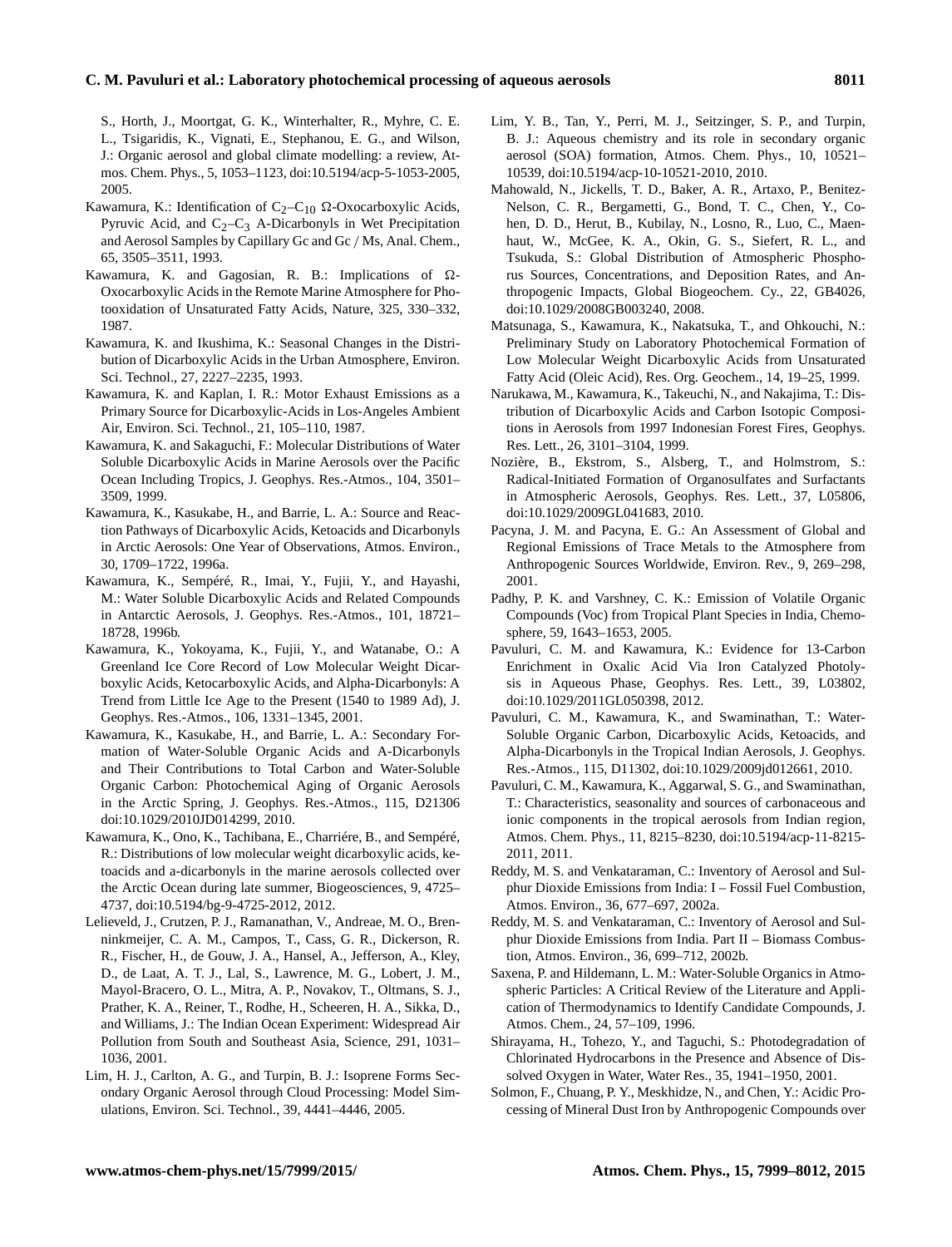S., Horth, J., Moortgat, G. K., Winterhalter, R., Myhre, C. E. L., Tsigaridis, K., Vignati, E., Stephanou, E. G., and Wilson, J.: Organic aerosol and global climate modelling: a review, Atmos. Chem. Phys., 5, 1053–1123, doi:10.5194/acp-5-1053-2005, 2005.

Kawamura, K.: Identification of $C_2$–$C_{10}$ Ω-Oxocarboxylic Acids, Pyruvic Acid, and $C_2$–$C_3$ A-Dicarbonyls in Wet Precipitation and Aerosol Samples by Capillary Gc and Gc / Ms, Anal. Chem., 65, 3505–3511, 1993.

Kawamura, K. and Gagosian, R. B.: Implications of Ω-Oxocarboxylic Acids in the Remote Marine Atmosphere for Photooxidation of Unsaturated Fatty Acids, Nature, 325, 330–332, 1987.

Kawamura, K. and Ikushima, K.: Seasonal Changes in the Distribution of Dicarboxylic Acids in the Urban Atmosphere, Environ. Sci. Technol., 27, 2227–2235, 1993.

Kawamura, K. and Kaplan, I. R.: Motor Exhaust Emissions as a Primary Source for Dicarboxylic-Acids in Los-Angeles Ambient Air, Environ. Sci. Technol., 21, 105–110, 1987.

Kawamura, K. and Sakaguchi, F.: Molecular Distributions of Water Soluble Dicarboxylic Acids in Marine Aerosols over the Pacific Ocean Including Tropics, J. Geophys. Res.-Atmos., 104, 3501–3509, 1999.

Kawamura, K., Kasukabe, H., and Barrie, L. A.: Source and Reaction Pathways of Dicarboxylic Acids, Ketoacids and Dicarbonyls in Arctic Aerosols: One Year of Observations, Atmos. Environ., 30, 1709–1722, 1996a.

Kawamura, K., Sempéré, R., Imai, Y., Fujii, Y., and Hayashi, M.: Water Soluble Dicarboxylic Acids and Related Compounds in Antarctic Aerosols, J. Geophys. Res.-Atmos., 101, 18721–18728, 1996b.

Kawamura, K., Yokoyama, K., Fujii, Y., and Watanabe, O.: A Greenland Ice Core Record of Low Molecular Weight Dicarboxylic Acids, Ketocarboxylic Acids, and Alpha-Dicarbonyls: A Trend from Little Ice Age to the Present (1540 to 1989 Ad), J. Geophys. Res.-Atmos., 106, 1331–1345, 2001.

Kawamura, K., Kasukabe, H., and Barrie, L. A.: Secondary Formation of Water-Soluble Organic Acids and A-Dicarbonyls and Their Contributions to Total Carbon and Water-Soluble Organic Carbon: Photochemical Aging of Organic Aerosols in the Arctic Spring, J. Geophys. Res.-Atmos., 115, D21306 doi:10.1029/2010JD014299, 2010.

Kawamura, K., Ono, K., Tachibana, E., Charriére, B., and Sempéré, R.: Distributions of low molecular weight dicarboxylic acids, ketoacids and a-dicarbonyls in the marine aerosols collected over the Arctic Ocean during late summer, Biogeosciences, 9, 4725–4737, doi:10.5194/bg-9-4725-2012, 2012.

Lelieveld, J., Crutzen, P. J., Ramanathan, V., Andreae, M. O., Brenninkmeijer, C. A. M., Campos, T., Cass, G. R., Dickerson, R. R., Fischer, H., de Gouw, J. A., Hansel, A., Jefferson, A., Kley, D., de Laat, A. T. J., Lal, S., Lawrence, M. G., Lobert, J. M., Mayol-Bracero, O. L., Mitra, A. P., Novakov, T., Oltmans, S. J., Prather, K. A., Reiner, T., Rodhe, H., Scheeren, H. A., Sikka, D., and Williams, J.: The Indian Ocean Experiment: Widespread Air Pollution from South and Southeast Asia, Science, 291, 1031–1036, 2001.

Lim, H. J., Carlton, A. G., and Turpin, B. J.: Isoprene Forms Secondary Organic Aerosol through Cloud Processing: Model Simulations, Environ. Sci. Technol., 39, 4441–4446, 2005.

Lim, Y. B., Tan, Y., Perri, M. J., Seitzinger, S. P., and Turpin, B. J.: Aqueous chemistry and its role in secondary organic aerosol (SOA) formation, Atmos. Chem. Phys., 10, 10521–10539, doi:10.5194/acp-10-10521-2010, 2010.

Mahowald, N., Jickells, T. D., Baker, A. R., Artaxo, P., Benitez-Nelson, C. R., Bergametti, G., Bond, T. C., Chen, Y., Cohen, D. D., Herut, B., Kubilay, N., Losno, R., Luo, C., Maenhaut, W., McGee, K. A., Okin, G. S., Siefert, R. L., and Tsukuda, S.: Global Distribution of Atmospheric Phosphorus Sources, Concentrations, and Deposition Rates, and Anthropogenic Impacts, Global Biogeochem. Cy., 22, GB4026, doi:10.1029/2008GB003240, 2008.

Matsunaga, S., Kawamura, K., Nakatsuka, T., and Ohkouchi, N.: Preliminary Study on Laboratory Photochemical Formation of Low Molecular Weight Dicarboxylic Acids from Unsaturated Fatty Acid (Oleic Acid), Res. Org. Geochem., 14, 19–25, 1999.

Narukawa, M., Kawamura, K., Takeuchi, N., and Nakajima, T.: Distribution of Dicarboxylic Acids and Carbon Isotopic Compositions in Aerosols from 1997 Indonesian Forest Fires, Geophys. Res. Lett., 26, 3101–3104, 1999.

Nozière, B., Ekstrom, S., Alsberg, T., and Holmstrom, S.: Radical-Initiated Formation of Organosulfates and Surfactants in Atmospheric Aerosols, Geophys. Res. Lett., 37, L05806, doi:10.1029/2009GL041683, 2010.

Pacyna, J. M. and Pacyna, E. G.: An Assessment of Global and Regional Emissions of Trace Metals to the Atmosphere from Anthropogenic Sources Worldwide, Environ. Rev., 9, 269–298, 2001.

Padhy, P. K. and Varshney, C. K.: Emission of Volatile Organic Compounds (Voc) from Tropical Plant Species in India, Chemosphere, 59, 1643–1653, 2005.

Pavuluri, C. M. and Kawamura, K.: Evidence for 13-Carbon Enrichment in Oxalic Acid Via Iron Catalyzed Photolysis in Aqueous Phase, Geophys. Res. Lett., 39, L03802, doi:10.1029/2011GL050398, 2012.

Pavuluri, C. M., Kawamura, K., and Swaminathan, T.: Water-Soluble Organic Carbon, Dicarboxylic Acids, Ketoacids, and Alpha-Dicarbonyls in the Tropical Indian Aerosols, J. Geophys. Res.-Atmos., 115, D11302, doi:10.1029/2009jd012661, 2010.

Pavuluri, C. M., Kawamura, K., Aggarwal, S. G., and Swaminathan, T.: Characteristics, seasonality and sources of carbonaceous and ionic components in the tropical aerosols from Indian region, Atmos. Chem. Phys., 11, 8215–8230, doi:10.5194/acp-11-8215-2011, 2011.

Reddy, M. S. and Venkataraman, C.: Inventory of Aerosol and Sulphur Dioxide Emissions from India: I – Fossil Fuel Combustion, Atmos. Environ., 36, 677–697, 2002a.

Reddy, M. S. and Venkataraman, C.: Inventory of Aerosol and Sulphur Dioxide Emissions from India. Part II – Biomass Combustion, Atmos. Environ., 36, 699–712, 2002b.

Saxena, P. and Hildemann, L. M.: Water-Soluble Organics in Atmospheric Particles: A Critical Review of the Literature and Application of Thermodynamics to Identify Candidate Compounds, J. Atmos. Chem., 24, 57–109, 1996.

Shirayama, H., Tohezo, Y., and Taguchi, S.: Photodegradation of Chlorinated Hydrocarbons in the Presence and Absence of Dissolved Oxygen in Water, Water Res., 35, 1941–1950, 2001.

Solmon, F., Chuang, P. Y., Meskhidze, N., and Chen, Y.: Acidic Processing of Mineral Dust Iron by Anthropogenic Compounds over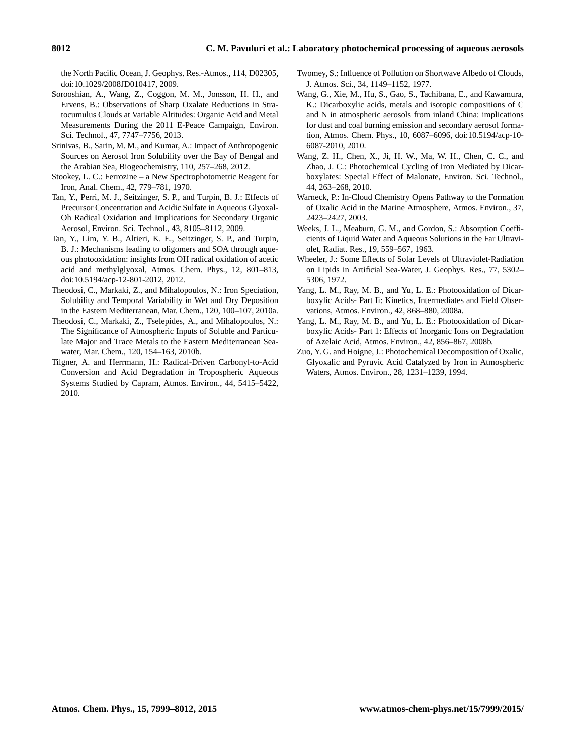the North Pacific Ocean, J. Geophys. Res.-Atmos., 114, D02305, doi:10.1029/2008JD010417, 2009.

Sorooshian, A., Wang, Z., Coggon, M. M., Jonsson, H. H., and Ervens, B.: Observations of Sharp Oxalate Reductions in Stratocumulus Clouds at Variable Altitudes: Organic Acid and Metal Measurements During the 2011 E-Peace Campaign, Environ. Sci. Technol., 47, 7747–7756, 2013.

Srinivas, B., Sarin, M. M., and Kumar, A.: Impact of Anthropogenic Sources on Aerosol Iron Solubility over the Bay of Bengal and the Arabian Sea, Biogeochemistry, 110, 257–268, 2012.

Stookey, L. C.: Ferrozine – a New Spectrophotometric Reagent for Iron, Anal. Chem., 42, 779–781, 1970.

Tan, Y., Perri, M. J., Seitzinger, S. P., and Turpin, B. J.: Effects of Precursor Concentration and Acidic Sulfate in Aqueous Glyoxal-Oh Radical Oxidation and Implications for Secondary Organic Aerosol, Environ. Sci. Technol., 43, 8105–8112, 2009.

Tan, Y., Lim, Y. B., Altieri, K. E., Seitzinger, S. P., and Turpin, B. J.: Mechanisms leading to oligomers and SOA through aqueous photooxidation: insights from OH radical oxidation of acetic acid and methylglyoxal, Atmos. Chem. Phys., 12, 801–813, doi:10.5194/acp-12-801-2012, 2012.

Theodosi, C., Markaki, Z., and Mihalopoulos, N.: Iron Speciation, Solubility and Temporal Variability in Wet and Dry Deposition in the Eastern Mediterranean, Mar. Chem., 120, 100–107, 2010a.

Theodosi, C., Markaki, Z., Tselepides, A., and Mihalopoulos, N.: The Significance of Atmospheric Inputs of Soluble and Particulate Major and Trace Metals to the Eastern Mediterranean Seawater, Mar. Chem., 120, 154–163, 2010b.

Tilgner, A. and Herrmann, H.: Radical-Driven Carbonyl-to-Acid Conversion and Acid Degradation in Tropospheric Aqueous Systems Studied by Capram, Atmos. Environ., 44, 5415–5422, 2010.

Twomey, S.: Influence of Pollution on Shortwave Albedo of Clouds, J. Atmos. Sci., 34, 1149–1152, 1977.

Wang, G., Xie, M., Hu, S., Gao, S., Tachibana, E., and Kawamura, K.: Dicarboxylic acids, metals and isotopic compositions of C and N in atmospheric aerosols from inland China: implications for dust and coal burning emission and secondary aerosol formation, Atmos. Chem. Phys., 10, 6087–6096, doi:10.5194/acp-10-6087-2010, 2010.

Wang, Z. H., Chen, X., Ji, H. W., Ma, W. H., Chen, C. C., and Zhao, J. C.: Photochemical Cycling of Iron Mediated by Dicarboxylates: Special Effect of Malonate, Environ. Sci. Technol., 44, 263–268, 2010.

Warneck, P.: In-Cloud Chemistry Opens Pathway to the Formation of Oxalic Acid in the Marine Atmosphere, Atmos. Environ., 37, 2423–2427, 2003.

Weeks, J. L., Meaburn, G. M., and Gordon, S.: Absorption Coefficients of Liquid Water and Aqueous Solutions in the Far Ultraviolet, Radiat. Res., 19, 559–567, 1963.

Wheeler, J.: Some Effects of Solar Levels of Ultraviolet-Radiation on Lipids in Artificial Sea-Water, J. Geophys. Res., 77, 5302–5306, 1972.

Yang, L. M., Ray, M. B., and Yu, L. E.: Photooxidation of Dicarboxylic Acids- Part Ii: Kinetics, Intermediates and Field Observations, Atmos. Environ., 42, 868–880, 2008a.

Yang, L. M., Ray, M. B., and Yu, L. E.: Photooxidation of Dicarboxylic Acids- Part 1: Effects of Inorganic Ions on Degradation of Azelaic Acid, Atmos. Environ., 42, 856–867, 2008b.

Zuo, Y. G. and Hoigne, J.: Photochemical Decomposition of Oxalic, Glyoxalic and Pyruvic Acid Catalyzed by Iron in Atmospheric Waters, Atmos. Environ., 28, 1231–1239, 1994.